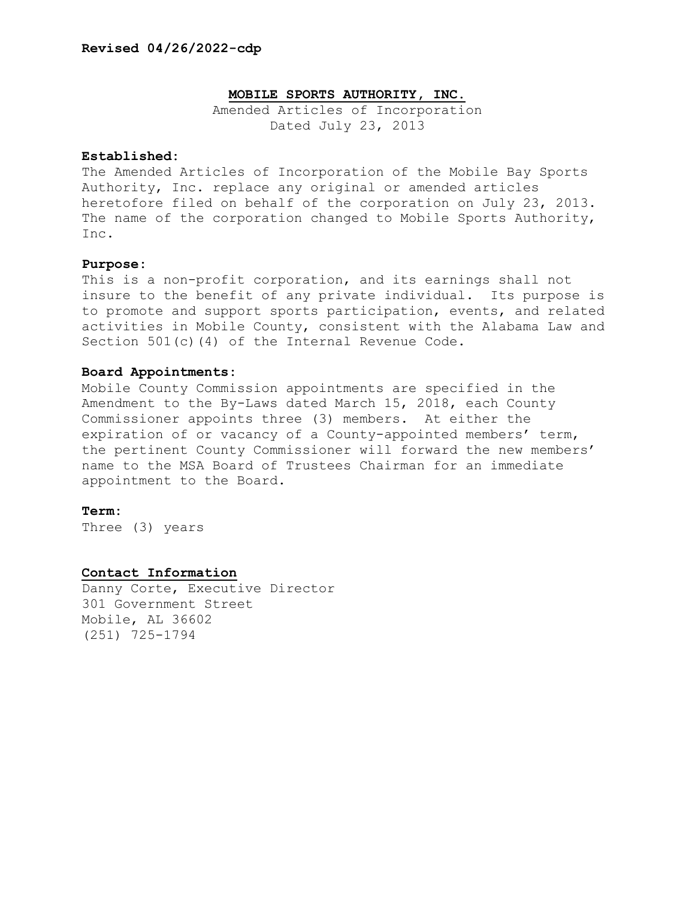**Revised 04/26/2022-cdp**

# MOBILE SPORTS AUTHORITY, INC.

Amended Articles of Incorporation
Dated July 23, 2013

**Established:**
The Amended Articles of Incorporation of the Mobile Bay Sports Authority, Inc. replace any original or amended articles heretofore filed on behalf of the corporation on July 23, 2013. The name of the corporation changed to Mobile Sports Authority, Inc.

**Purpose:**
This is a non-profit corporation, and its earnings shall not insure to the benefit of any private individual. Its purpose is to promote and support sports participation, events, and related activities in Mobile County, consistent with the Alabama Law and Section 501(c)(4) of the Internal Revenue Code.

**Board Appointments:**
Mobile County Commission appointments are specified in the Amendment to the By-Laws dated March 15, 2018, each County Commissioner appoints three (3) members. At either the expiration of or vacancy of a County-appointed members' term, the pertinent County Commissioner will forward the new members' name to the MSA Board of Trustees Chairman for an immediate appointment to the Board.

**Term:**
Three (3) years

**Contact Information**

Danny Corte, Executive Director
301 Government Street
Mobile, AL 36602
(251) 725-1794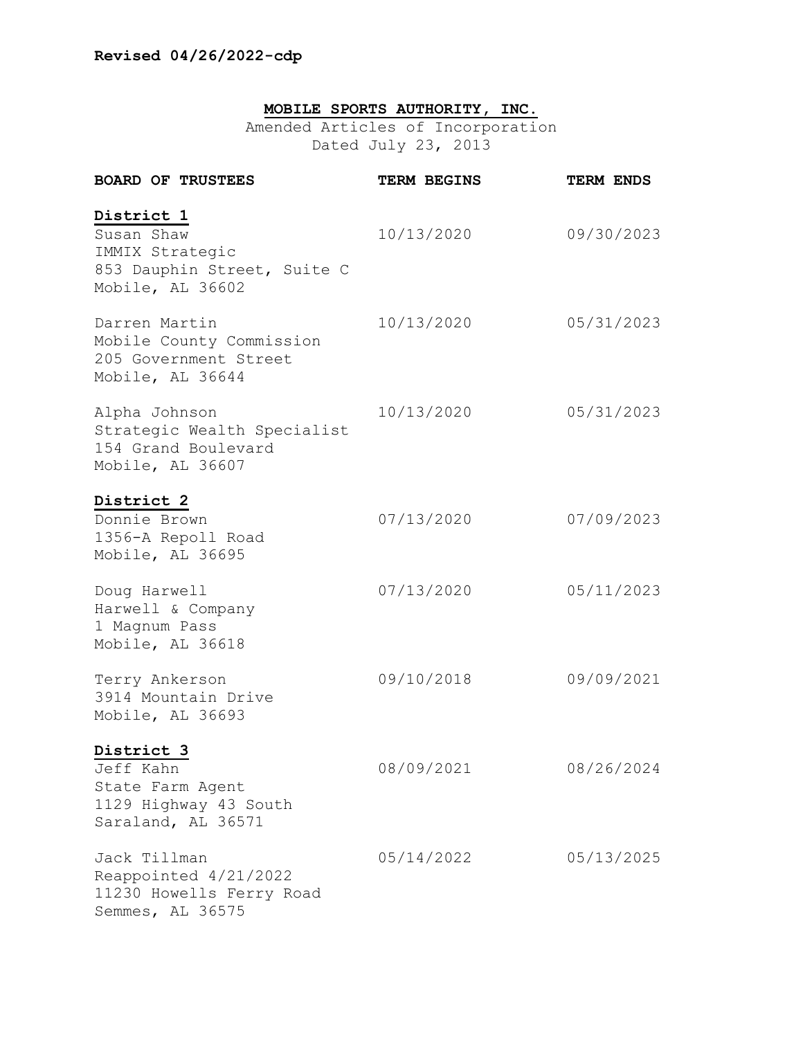**Revised 04/26/2022-cdp**

**MOBILE SPORTS AUTHORITY, INC.**

Amended Articles of Incorporation
Dated July 23, 2013

| BOARD OF TRUSTEES | TERM BEGINS | TERM ENDS |
|---|---|---|
| **District 1** | | |
| Susan Shaw<br>IMMIX Strategic<br>853 Dauphin Street, Suite C<br>Mobile, AL 36602 | 10/13/2020 | 09/30/2023 |
| Darren Martin<br>Mobile County Commission<br>205 Government Street<br>Mobile, AL 36644 | 10/13/2020 | 05/31/2023 |
| Alpha Johnson<br>Strategic Wealth Specialist<br>154 Grand Boulevard<br>Mobile, AL 36607 | 10/13/2020 | 05/31/2023 |
| **District 2** | | |
| Donnie Brown<br>1356-A Repoll Road<br>Mobile, AL 36695 | 07/13/2020 | 07/09/2023 |
| Doug Harwell<br>Harwell & Company<br>1 Magnum Pass<br>Mobile, AL 36618 | 07/13/2020 | 05/11/2023 |
| Terry Ankerson<br>3914 Mountain Drive<br>Mobile, AL 36693 | 09/10/2018 | 09/09/2021 |
| **District 3** | | |
| Jeff Kahn<br>State Farm Agent<br>1129 Highway 43 South<br>Saraland, AL 36571 | 08/09/2021 | 08/26/2024 |
| Jack Tillman<br>Reappointed 4/21/2022<br>11230 Howells Ferry Road<br>Semmes, AL 36575 | 05/14/2022 | 05/13/2025 |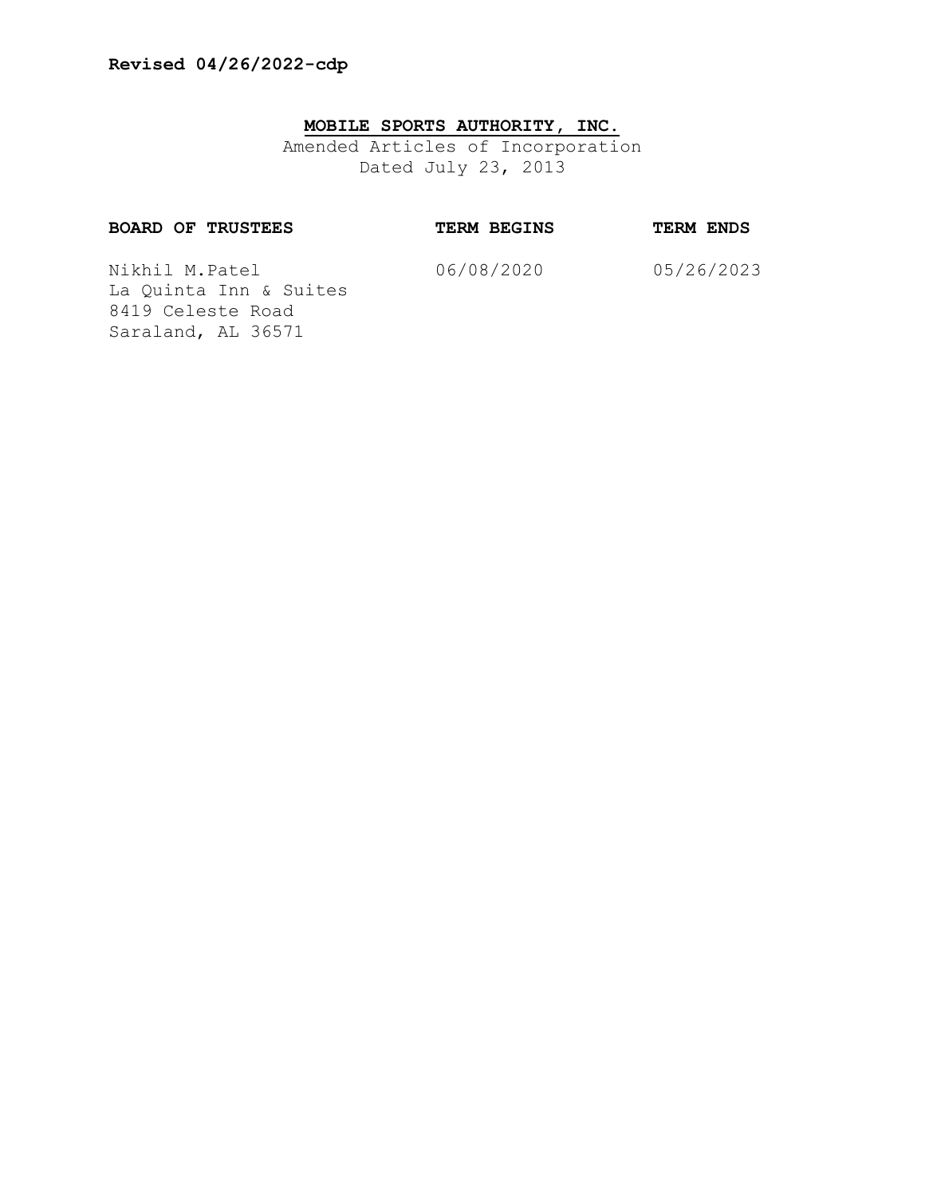**Revised 04/26/2022-cdp**

**MOBILE SPORTS AUTHORITY, INC.**

Amended Articles of Incorporation
Dated July 23, 2013

| BOARD OF TRUSTEES | TERM BEGINS | TERM ENDS |
| --- | --- | --- |
| Nikhil M.Patel<br>La Quinta Inn & Suites<br>8419 Celeste Road<br>Saraland, AL 36571 | 06/08/2020 | 05/26/2023 |